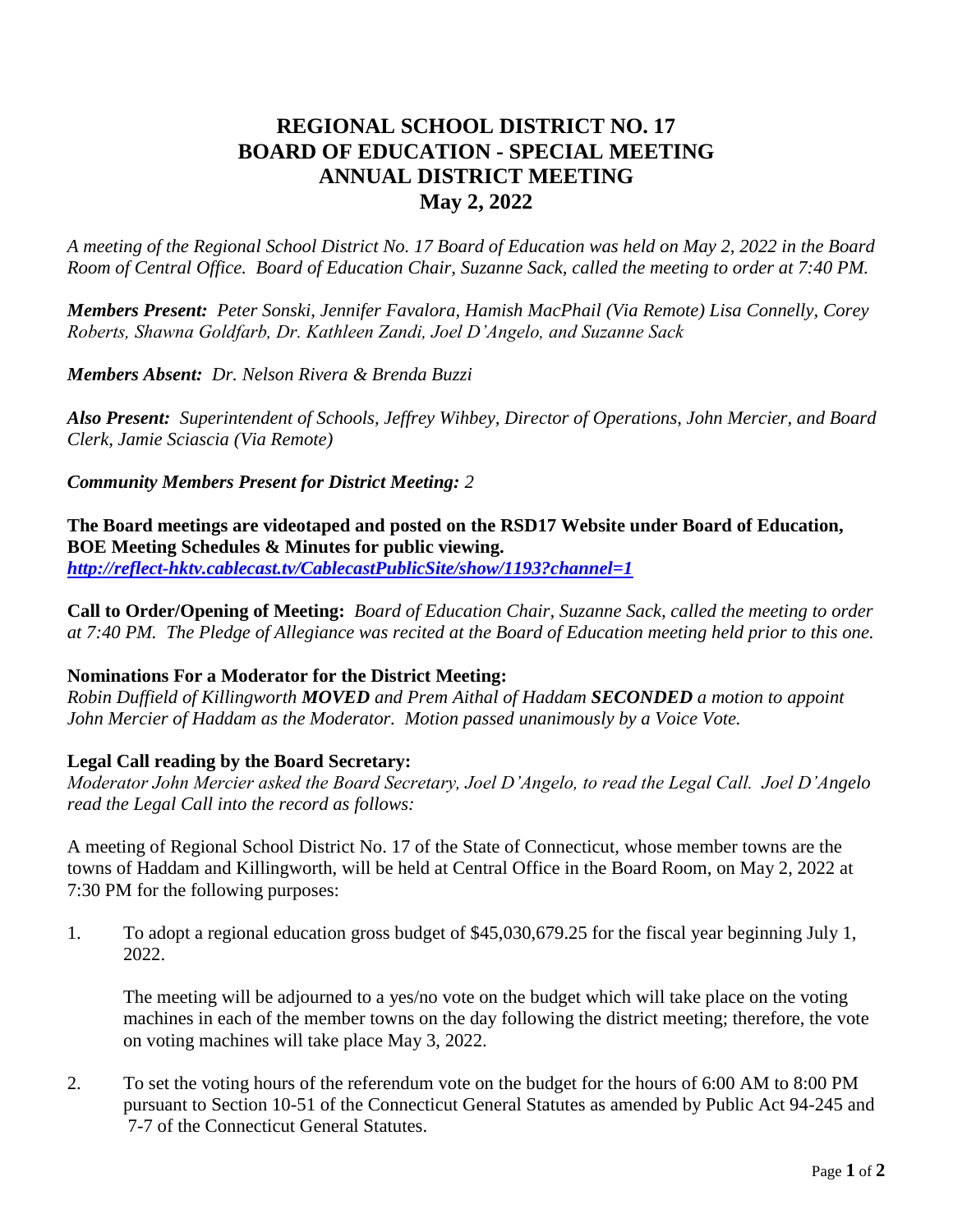# REGIONAL SCHOOL DISTRICT NO. 17
# BOARD OF EDUCATION - SPECIAL MEETING
# ANNUAL DISTRICT MEETING
# May 2, 2022

*A meeting of the Regional School District No. 17 Board of Education was held on May 2, 2022 in the Board Room of Central Office. Board of Education Chair, Suzanne Sack, called the meeting to order at 7:40 PM.*

***Members Present:*** *Peter Sonski, Jennifer Favalora, Hamish MacPhail (Via Remote) Lisa Connelly, Corey Roberts, Shawna Goldfarb, Dr. Kathleen Zandi, Joel D'Angelo, and Suzanne Sack*

***Members Absent:*** *Dr. Nelson Rivera & Brenda Buzzi*

***Also Present:*** *Superintendent of Schools, Jeffrey Wihbey, Director of Operations, John Mercier, and Board Clerk, Jamie Sciascia (Via Remote)*

***Community Members Present for District Meeting:*** *2*

**The Board meetings are videotaped and posted on the RSD17 Website under Board of Education, BOE Meeting Schedules & Minutes for public viewing.**
***http://reflect-hktv.cablecast.tv/CablecastPublicSite/show/1193?channel=1***

**Call to Order/Opening of Meeting:** *Board of Education Chair, Suzanne Sack, called the meeting to order at 7:40 PM. The Pledge of Allegiance was recited at the Board of Education meeting held prior to this one.*

**Nominations For a Moderator for the District Meeting:**
*Robin Duffield of Killingworth **MOVED** and Prem Aithal of Haddam **SECONDED** a motion to appoint John Mercier of Haddam as the Moderator. Motion passed unanimously by a Voice Vote.*

**Legal Call reading by the Board Secretary:**
*Moderator John Mercier asked the Board Secretary, Joel D'Angelo, to read the Legal Call. Joel D'Angelo read the Legal Call into the record as follows:*

A meeting of Regional School District No. 17 of the State of Connecticut, whose member towns are the towns of Haddam and Killingworth, will be held at Central Office in the Board Room, on May 2, 2022 at 7:30 PM for the following purposes:

1. To adopt a regional education gross budget of $45,030,679.25 for the fiscal year beginning July 1, 2022.

   The meeting will be adjourned to a yes/no vote on the budget which will take place on the voting machines in each of the member towns on the day following the district meeting; therefore, the vote on voting machines will take place May 3, 2022.

2. To set the voting hours of the referendum vote on the budget for the hours of 6:00 AM to 8:00 PM pursuant to Section 10-51 of the Connecticut General Statutes as amended by Public Act 94-245 and 7-7 of the Connecticut General Statutes.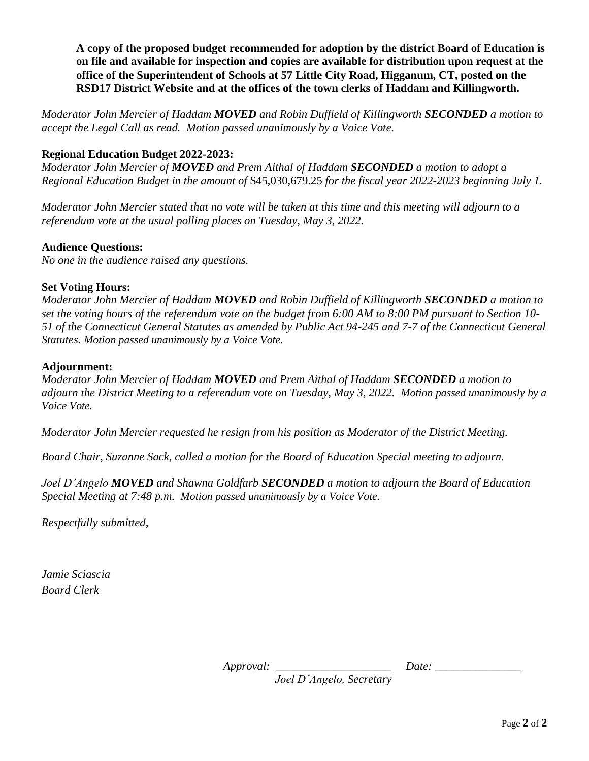**A copy of the proposed budget recommended for adoption by the district Board of Education is on file and available for inspection and copies are available for distribution upon request at the office of the Superintendent of Schools at 57 Little City Road, Higganum, CT, posted on the RSD17 District Website and at the offices of the town clerks of Haddam and Killingworth.**

*Moderator John Mercier of Haddam **MOVED** and Robin Duffield of Killingworth **SECONDED** a motion to accept the Legal Call as read. Motion passed unanimously by a Voice Vote.*

**Regional Education Budget 2022-2023:**
*Moderator John Mercier of **MOVED** and Prem Aithal of Haddam **SECONDED** a motion to adopt a Regional Education Budget in the amount of* $45,030,679.25 *for the fiscal year 2022-2023 beginning July 1.*

*Moderator John Mercier stated that no vote will be taken at this time and this meeting will adjourn to a referendum vote at the usual polling places on Tuesday, May 3, 2022.*

**Audience Questions:**
*No one in the audience raised any questions.*

**Set Voting Hours:**
*Moderator John Mercier of Haddam **MOVED** and Robin Duffield of Killingworth **SECONDED** a motion to set the voting hours of the referendum vote on the budget from 6:00 AM to 8:00 PM pursuant to Section 10-51 of the Connecticut General Statutes as amended by Public Act 94-245 and 7-7 of the Connecticut General Statutes. Motion passed unanimously by a Voice Vote.*

**Adjournment:**
*Moderator John Mercier of Haddam **MOVED** and Prem Aithal of Haddam **SECONDED** a motion to adjourn the District Meeting to a referendum vote on Tuesday, May 3, 2022. Motion passed unanimously by a Voice Vote.*

*Moderator John Mercier requested he resign from his position as Moderator of the District Meeting.*

*Board Chair, Suzanne Sack, called a motion for the Board of Education Special meeting to adjourn.*

*Joel D'Angelo **MOVED** and Shawna Goldfarb **SECONDED** a motion to adjourn the Board of Education Special Meeting at 7:48 p.m. Motion passed unanimously by a Voice Vote.*

*Respectfully submitted,*

*Jamie Sciascia*
*Board Clerk*

*Approval:* ____________________ *Date:* _______________
*Joel D'Angelo, Secretary*